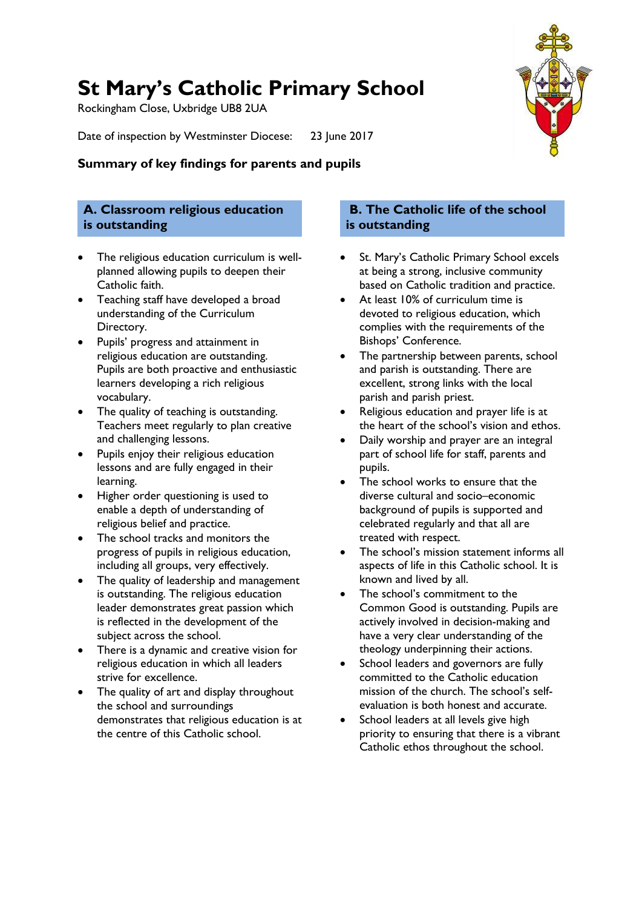# St Mary's Catholic Primary School

Rockingham Close, Uxbridge UB8 2UA

Date of inspection by Westminster Diocese: 23 June 2017

### Summary of key findings for parents and pupils

## A. Classroom religious education is outstanding

- The religious education curriculum is well-planned allowing pupils to deepen their Catholic faith.
- Teaching staff have developed a broad understanding of the Curriculum Directory.
- Pupils' progress and attainment in religious education are outstanding. Pupils are both proactive and enthusiastic learners developing a rich religious vocabulary.
- The quality of teaching is outstanding. Teachers meet regularly to plan creative and challenging lessons.
- Pupils enjoy their religious education lessons and are fully engaged in their learning.
- Higher order questioning is used to enable a depth of understanding of religious belief and practice.
- The school tracks and monitors the progress of pupils in religious education, including all groups, very effectively.
- The quality of leadership and management is outstanding. The religious education leader demonstrates great passion which is reflected in the development of the subject across the school.
- There is a dynamic and creative vision for religious education in which all leaders strive for excellence.
- The quality of art and display throughout the school and surroundings demonstrates that religious education is at the centre of this Catholic school.

## B. The Catholic life of the school is outstanding

- St. Mary's Catholic Primary School excels at being a strong, inclusive community based on Catholic tradition and practice.
- At least 10% of curriculum time is devoted to religious education, which complies with the requirements of the Bishops' Conference.
- The partnership between parents, school and parish is outstanding. There are excellent, strong links with the local parish and parish priest.
- Religious education and prayer life is at the heart of the school's vision and ethos.
- Daily worship and prayer are an integral part of school life for staff, parents and pupils.
- The school works to ensure that the diverse cultural and socio–economic background of pupils is supported and celebrated regularly and that all are treated with respect.
- The school's mission statement informs all aspects of life in this Catholic school. It is known and lived by all.
- The school's commitment to the Common Good is outstanding. Pupils are actively involved in decision-making and have a very clear understanding of the theology underpinning their actions.
- School leaders and governors are fully committed to the Catholic education mission of the church. The school's self-evaluation is both honest and accurate.
- School leaders at all levels give high priority to ensuring that there is a vibrant Catholic ethos throughout the school.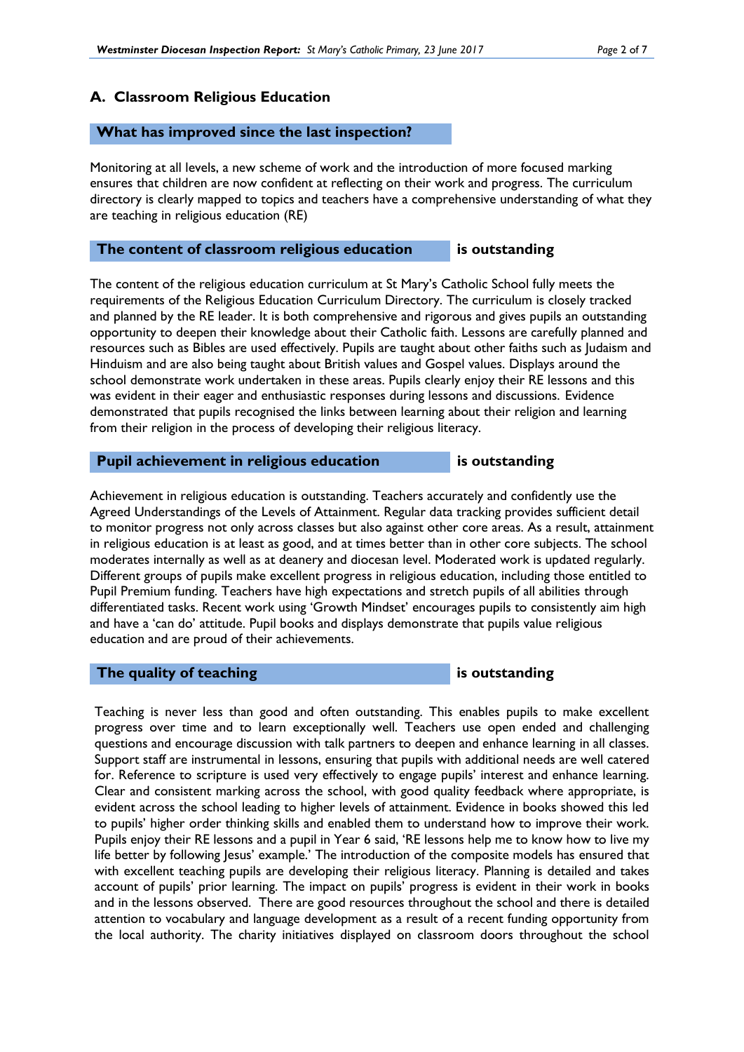## A. Classroom Religious Education

### What has improved since the last inspection?

Monitoring at all levels, a new scheme of work and the introduction of more focused marking ensures that children are now confident at reflecting on their work and progress. The curriculum directory is clearly mapped to topics and teachers have a comprehensive understanding of what they are teaching in religious education (RE)

### The content of classroom religious education **is outstanding**

The content of the religious education curriculum at St Mary's Catholic School fully meets the requirements of the Religious Education Curriculum Directory. The curriculum is closely tracked and planned by the RE leader. It is both comprehensive and rigorous and gives pupils an outstanding opportunity to deepen their knowledge about their Catholic faith. Lessons are carefully planned and resources such as Bibles are used effectively. Pupils are taught about other faiths such as Judaism and Hinduism and are also being taught about British values and Gospel values. Displays around the school demonstrate work undertaken in these areas. Pupils clearly enjoy their RE lessons and this was evident in their eager and enthusiastic responses during lessons and discussions. Evidence demonstrated that pupils recognised the links between learning about their religion and learning from their religion in the process of developing their religious literacy.

### Pupil achievement in religious education **is outstanding**

Achievement in religious education is outstanding. Teachers accurately and confidently use the Agreed Understandings of the Levels of Attainment. Regular data tracking provides sufficient detail to monitor progress not only across classes but also against other core areas. As a result, attainment in religious education is at least as good, and at times better than in other core subjects. The school moderates internally as well as at deanery and diocesan level. Moderated work is updated regularly. Different groups of pupils make excellent progress in religious education, including those entitled to Pupil Premium funding. Teachers have high expectations and stretch pupils of all abilities through differentiated tasks. Recent work using 'Growth Mindset' encourages pupils to consistently aim high and have a 'can do' attitude. Pupil books and displays demonstrate that pupils value religious education and are proud of their achievements.

### The quality of teaching **is outstanding**

Teaching is never less than good and often outstanding. This enables pupils to make excellent progress over time and to learn exceptionally well. Teachers use open ended and challenging questions and encourage discussion with talk partners to deepen and enhance learning in all classes. Support staff are instrumental in lessons, ensuring that pupils with additional needs are well catered for. Reference to scripture is used very effectively to engage pupils' interest and enhance learning. Clear and consistent marking across the school, with good quality feedback where appropriate, is evident across the school leading to higher levels of attainment. Evidence in books showed this led to pupils' higher order thinking skills and enabled them to understand how to improve their work. Pupils enjoy their RE lessons and a pupil in Year 6 said, 'RE lessons help me to know how to live my life better by following Jesus' example.' The introduction of the composite models has ensured that with excellent teaching pupils are developing their religious literacy. Planning is detailed and takes account of pupils' prior learning. The impact on pupils' progress is evident in their work in books and in the lessons observed. There are good resources throughout the school and there is detailed attention to vocabulary and language development as a result of a recent funding opportunity from the local authority. The charity initiatives displayed on classroom doors throughout the school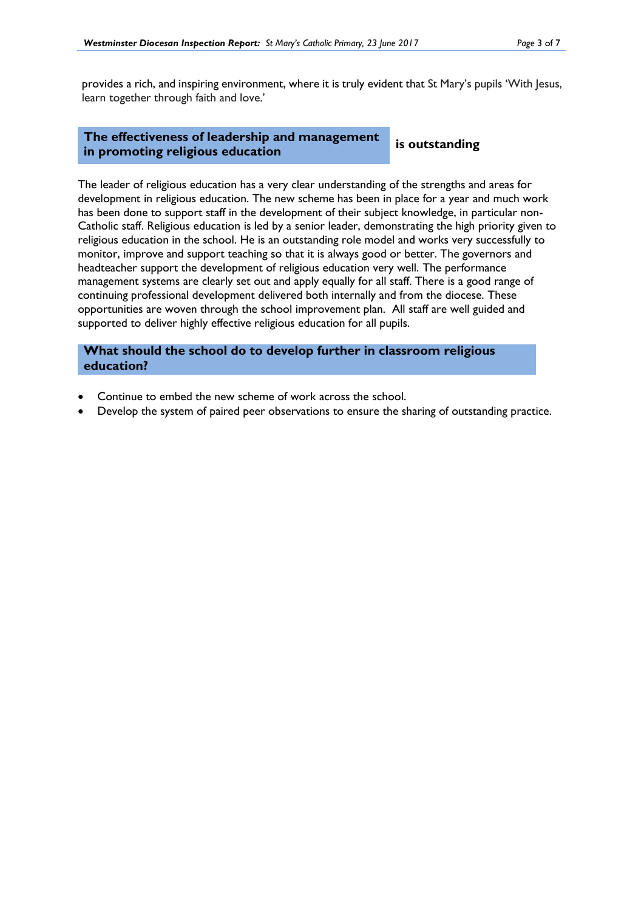provides a rich, and inspiring environment, where it is truly evident that St Mary's pupils 'With Jesus, learn together through faith and love.'

## The effectiveness of leadership and management in promoting religious education is outstanding

The leader of religious education has a very clear understanding of the strengths and areas for development in religious education. The new scheme has been in place for a year and much work has been done to support staff in the development of their subject knowledge, in particular non-Catholic staff. Religious education is led by a senior leader, demonstrating the high priority given to religious education in the school. He is an outstanding role model and works very successfully to monitor, improve and support teaching so that it is always good or better. The governors and headteacher support the development of religious education very well. The performance management systems are clearly set out and apply equally for all staff. There is a good range of continuing professional development delivered both internally and from the diocese. These opportunities are woven through the school improvement plan. All staff are well guided and supported to deliver highly effective religious education for all pupils.

## What should the school do to develop further in classroom religious education?

- Continue to embed the new scheme of work across the school.
- Develop the system of paired peer observations to ensure the sharing of outstanding practice.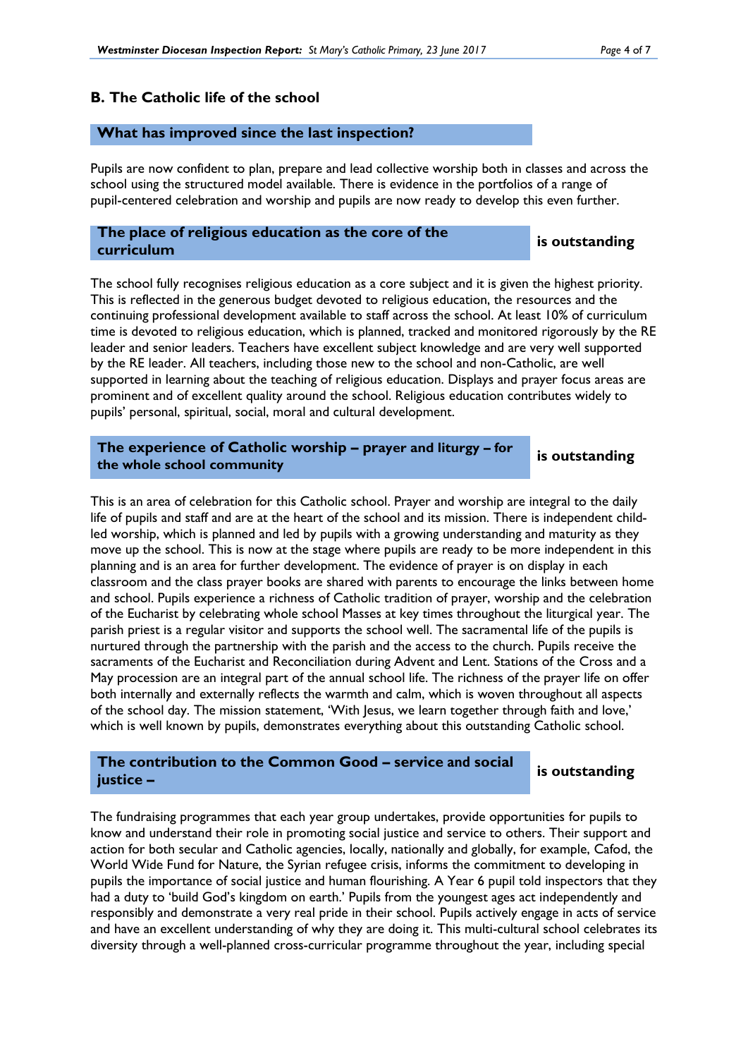## B. The Catholic life of the school

### What has improved since the last inspection?

Pupils are now confident to plan, prepare and lead collective worship both in classes and across the school using the structured model available. There is evidence in the portfolios of a range of pupil-centered celebration and worship and pupils are now ready to develop this even further.

### The place of religious education as the core of the curriculum — is outstanding

The school fully recognises religious education as a core subject and it is given the highest priority. This is reflected in the generous budget devoted to religious education, the resources and the continuing professional development available to staff across the school. At least 10% of curriculum time is devoted to religious education, which is planned, tracked and monitored rigorously by the RE leader and senior leaders. Teachers have excellent subject knowledge and are very well supported by the RE leader. All teachers, including those new to the school and non-Catholic, are well supported in learning about the teaching of religious education. Displays and prayer focus areas are prominent and of excellent quality around the school. Religious education contributes widely to pupils' personal, spiritual, social, moral and cultural development.

### The experience of Catholic worship – prayer and liturgy – for the whole school community — is outstanding

This is an area of celebration for this Catholic school. Prayer and worship are integral to the daily life of pupils and staff and are at the heart of the school and its mission. There is independent child-led worship, which is planned and led by pupils with a growing understanding and maturity as they move up the school. This is now at the stage where pupils are ready to be more independent in this planning and is an area for further development. The evidence of prayer is on display in each classroom and the class prayer books are shared with parents to encourage the links between home and school. Pupils experience a richness of Catholic tradition of prayer, worship and the celebration of the Eucharist by celebrating whole school Masses at key times throughout the liturgical year. The parish priest is a regular visitor and supports the school well. The sacramental life of the pupils is nurtured through the partnership with the parish and the access to the church. Pupils receive the sacraments of the Eucharist and Reconciliation during Advent and Lent. Stations of the Cross and a May procession are an integral part of the annual school life. The richness of the prayer life on offer both internally and externally reflects the warmth and calm, which is woven throughout all aspects of the school day. The mission statement, 'With Jesus, we learn together through faith and love,' which is well known by pupils, demonstrates everything about this outstanding Catholic school.

### The contribution to the Common Good – service and social justice – — is outstanding

The fundraising programmes that each year group undertakes, provide opportunities for pupils to know and understand their role in promoting social justice and service to others. Their support and action for both secular and Catholic agencies, locally, nationally and globally, for example, Cafod, the World Wide Fund for Nature, the Syrian refugee crisis, informs the commitment to developing in pupils the importance of social justice and human flourishing. A Year 6 pupil told inspectors that they had a duty to 'build God's kingdom on earth.' Pupils from the youngest ages act independently and responsibly and demonstrate a very real pride in their school. Pupils actively engage in acts of service and have an excellent understanding of why they are doing it. This multi-cultural school celebrates its diversity through a well-planned cross-curricular programme throughout the year, including special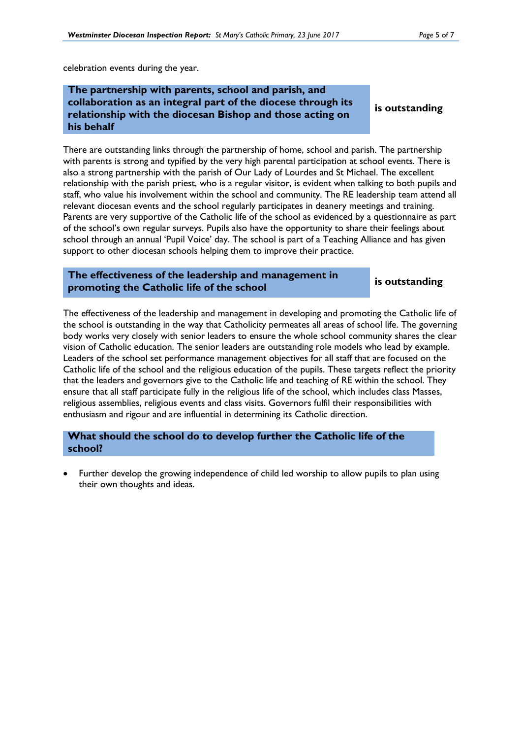celebration events during the year.

**The partnership with parents, school and parish, and collaboration as an integral part of the diocese through its relationship with the diocesan Bishop and those acting on his behalf** | **is outstanding**

There are outstanding links through the partnership of home, school and parish. The partnership with parents is strong and typified by the very high parental participation at school events. There is also a strong partnership with the parish of Our Lady of Lourdes and St Michael. The excellent relationship with the parish priest, who is a regular visitor, is evident when talking to both pupils and staff, who value his involvement within the school and community. The RE leadership team attend all relevant diocesan events and the school regularly participates in deanery meetings and training. Parents are very supportive of the Catholic life of the school as evidenced by a questionnaire as part of the school's own regular surveys. Pupils also have the opportunity to share their feelings about school through an annual 'Pupil Voice' day. The school is part of a Teaching Alliance and has given support to other diocesan schools helping them to improve their practice.

**The effectiveness of the leadership and management in promoting the Catholic life of the school** | **is outstanding**

The effectiveness of the leadership and management in developing and promoting the Catholic life of the school is outstanding in the way that Catholicity permeates all areas of school life. The governing body works very closely with senior leaders to ensure the whole school community shares the clear vision of Catholic education. The senior leaders are outstanding role models who lead by example. Leaders of the school set performance management objectives for all staff that are focused on the Catholic life of the school and the religious education of the pupils. These targets reflect the priority that the leaders and governors give to the Catholic life and teaching of RE within the school. They ensure that all staff participate fully in the religious life of the school, which includes class Masses, religious assemblies, religious events and class visits. Governors fulfil their responsibilities with enthusiasm and rigour and are influential in determining its Catholic direction.

**What should the school do to develop further the Catholic life of the school?**

- Further develop the growing independence of child led worship to allow pupils to plan using their own thoughts and ideas.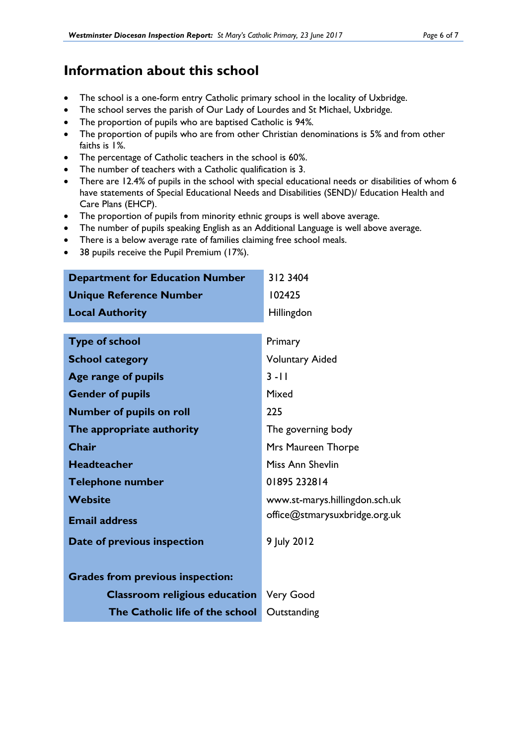# Information about this school

- The school is a one-form entry Catholic primary school in the locality of Uxbridge.
- The school serves the parish of Our Lady of Lourdes and St Michael, Uxbridge.
- The proportion of pupils who are baptised Catholic is 94%.
- The proportion of pupils who are from other Christian denominations is 5% and from other faiths is 1%.
- The percentage of Catholic teachers in the school is 60%.
- The number of teachers with a Catholic qualification is 3.
- There are 12.4% of pupils in the school with special educational needs or disabilities of whom 6 have statements of Special Educational Needs and Disabilities (SEND)/ Education Health and Care Plans (EHCP).
- The proportion of pupils from minority ethnic groups is well above average.
- The number of pupils speaking English as an Additional Language is well above average.
- There is a below average rate of families claiming free school meals.
- 38 pupils receive the Pupil Premium (17%).

| | |
|---|---|
| **Department for Education Number** | 312 3404 |
| **Unique Reference Number** | 102425 |
| **Local Authority** | Hillingdon |

| | |
|---|---|
| **Type of school** | Primary |
| **School category** | Voluntary Aided |
| **Age range of pupils** | 3 -11 |
| **Gender of pupils** | Mixed |
| **Number of pupils on roll** | 225 |
| **The appropriate authority** | The governing body |
| **Chair** | Mrs Maureen Thorpe |
| **Headteacher** | Miss Ann Shevlin |
| **Telephone number** | 01895 232814 |
| **Website** | www.st-marys.hillingdon.sch.uk |
| **Email address** | office@stmarysuxbridge.org.uk |
| **Date of previous inspection** | 9 July 2012 |
| **Grades from previous inspection:** | |
| **Classroom religious education** | Very Good |
| **The Catholic life of the school** | Outstanding |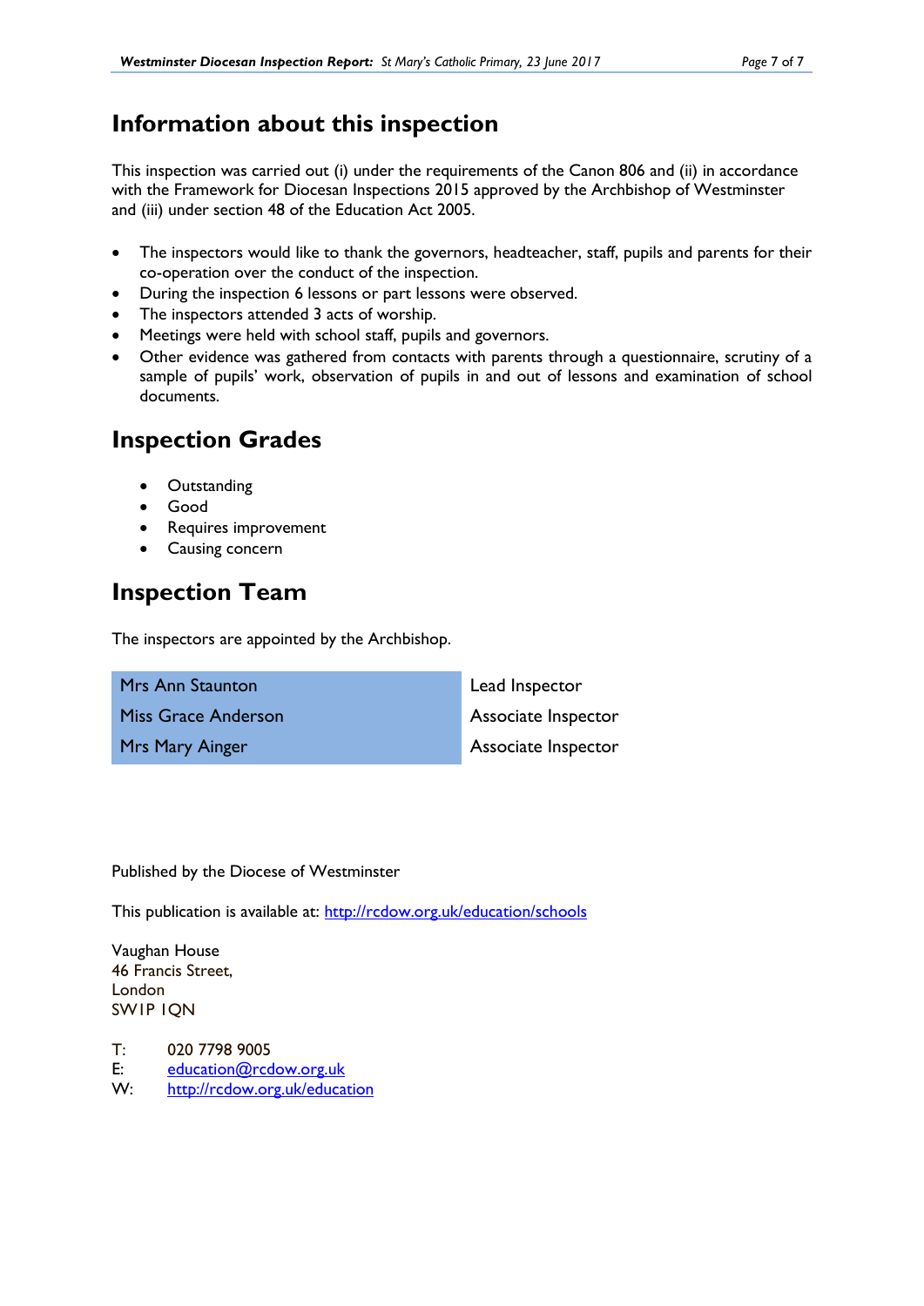## Information about this inspection

This inspection was carried out (i) under the requirements of the Canon 806 and (ii) in accordance with the Framework for Diocesan Inspections 2015 approved by the Archbishop of Westminster and (iii) under section 48 of the Education Act 2005.

- The inspectors would like to thank the governors, headteacher, staff, pupils and parents for their co-operation over the conduct of the inspection.
- During the inspection 6 lessons or part lessons were observed.
- The inspectors attended 3 acts of worship.
- Meetings were held with school staff, pupils and governors.
- Other evidence was gathered from contacts with parents through a questionnaire, scrutiny of a sample of pupils' work, observation of pupils in and out of lessons and examination of school documents.

## Inspection Grades

- Outstanding
- Good
- Requires improvement
- Causing concern

## Inspection Team

The inspectors are appointed by the Archbishop.

| | |
|---|---|
| Mrs Ann Staunton | Lead Inspector |
| Miss Grace Anderson | Associate Inspector |
| Mrs Mary Ainger | Associate Inspector |

Published by the Diocese of Westminster

This publication is available at: http://rcdow.org.uk/education/schools

Vaughan House
46 Francis Street,
London
SW1P 1QN

T: 020 7798 9005
E: education@rcdow.org.uk
W: http://rcdow.org.uk/education